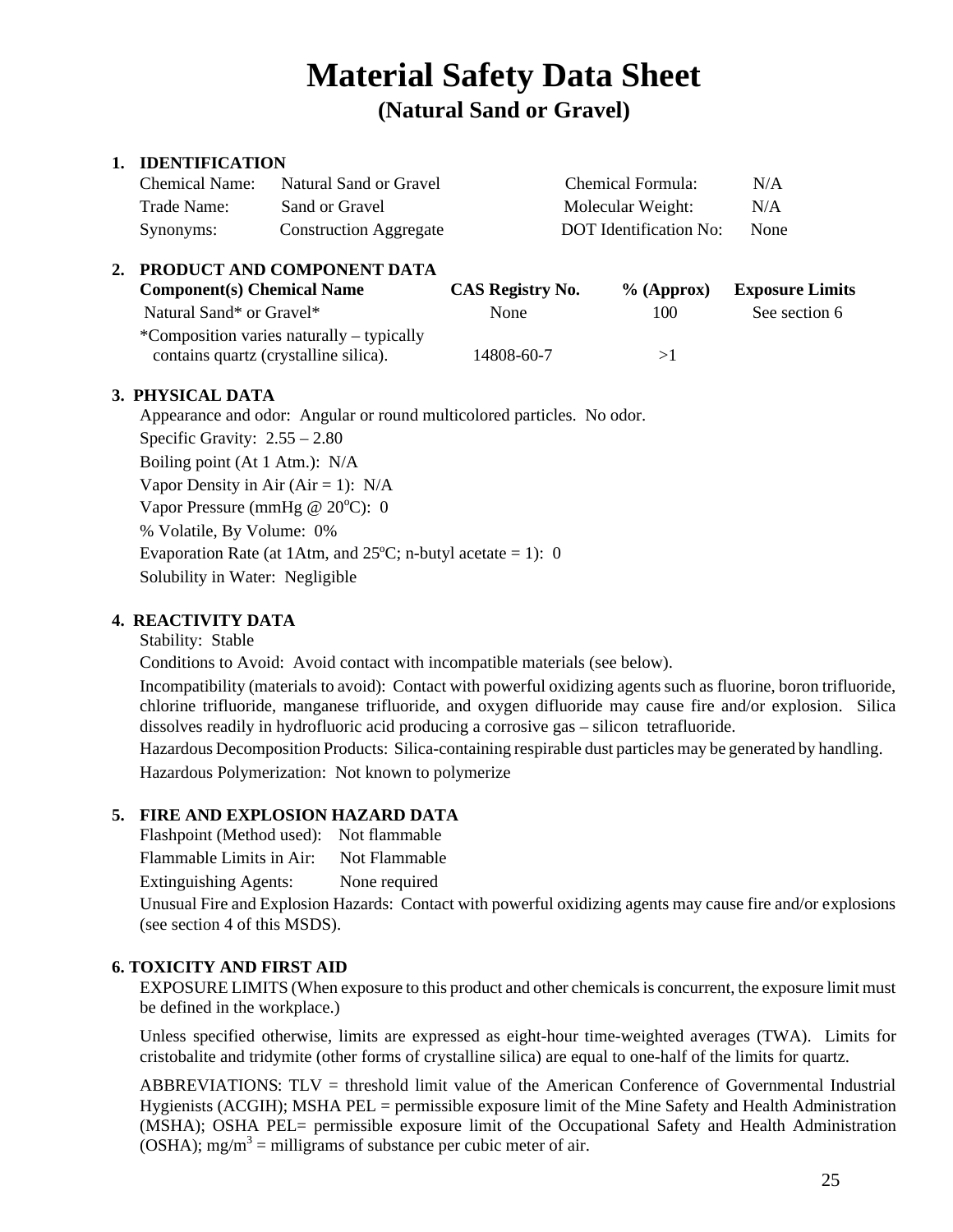# Material Safety Data Sheet

## (Natural Sand or Gravel)

### 1. IDENTIFICATION

| | | | |
|---|---|---|---|
| Chemical Name: | Natural Sand or Gravel | Chemical Formula: | N/A |
| Trade Name: | Sand or Gravel | Molecular Weight: | N/A |
| Synonyms: | Construction Aggregate | DOT Identification No: | None |

### 2. PRODUCT AND COMPONENT DATA

| Component(s) Chemical Name | CAS Registry No. | % (Approx) | Exposure Limits |
|---|---|---|---|
| Natural Sand* or Gravel* | None | 100 | See section 6 |
| *Composition varies naturally – typically contains quartz (crystalline silica). | 14808-60-7 | >1 | |

### 3. PHYSICAL DATA

Appearance and odor: Angular or round multicolored particles. No odor.

Specific Gravity: 2.55 – 2.80

Boiling point (At 1 Atm.): N/A

Vapor Density in Air (Air = 1): N/A

Vapor Pressure (mmHg @ 20°C): 0

% Volatile, By Volume: 0%

Evaporation Rate (at 1Atm, and 25ºC; n-butyl acetate = 1): 0

Solubility in Water: Negligible

### 4. REACTIVITY DATA

Stability: Stable

Conditions to Avoid: Avoid contact with incompatible materials (see below).

Incompatibility (materials to avoid): Contact with powerful oxidizing agents such as fluorine, boron trifluoride, chlorine trifluoride, manganese trifluoride, and oxygen difluoride may cause fire and/or explosion. Silica dissolves readily in hydrofluoric acid producing a corrosive gas – silicon tetrafluoride.

Hazardous Decomposition Products: Silica-containing respirable dust particles may be generated by handling.

Hazardous Polymerization: Not known to polymerize

### 5. FIRE AND EXPLOSION HAZARD DATA

Flashpoint (Method used): Not flammable

Flammable Limits in Air: Not Flammable

Extinguishing Agents: None required

Unusual Fire and Explosion Hazards: Contact with powerful oxidizing agents may cause fire and/or explosions (see section 4 of this MSDS).

### 6. TOXICITY AND FIRST AID

EXPOSURE LIMITS (When exposure to this product and other chemicals is concurrent, the exposure limit must be defined in the workplace.)

Unless specified otherwise, limits are expressed as eight-hour time-weighted averages (TWA). Limits for cristobalite and tridymite (other forms of crystalline silica) are equal to one-half of the limits for quartz.

ABBREVIATIONS: TLV = threshold limit value of the American Conference of Governmental Industrial Hygienists (ACGIH); MSHA PEL = permissible exposure limit of the Mine Safety and Health Administration (MSHA); OSHA PEL= permissible exposure limit of the Occupational Safety and Health Administration (OSHA); $mg/m^3$ = milligrams of substance per cubic meter of air.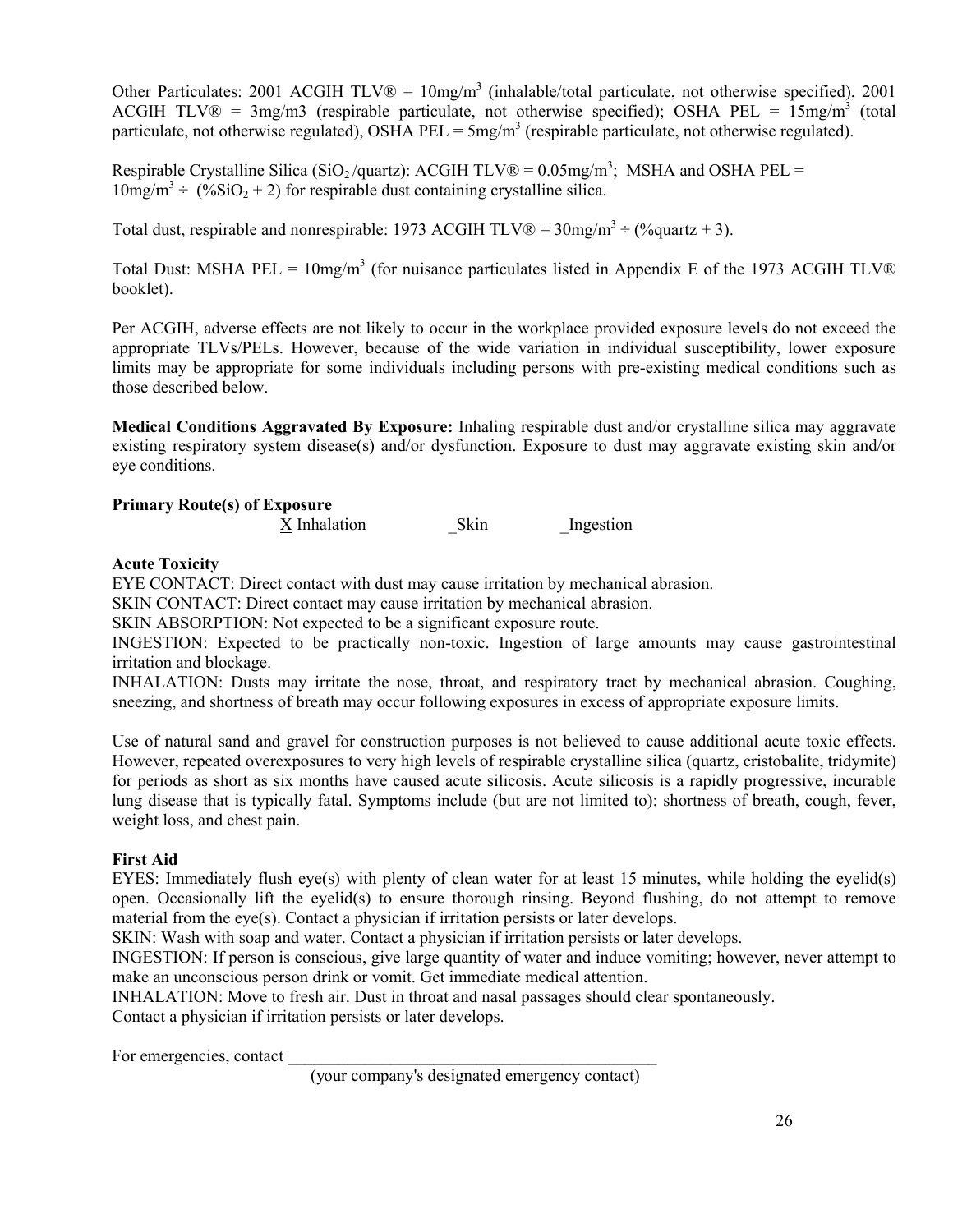Other Particulates: 2001 ACGIH TLV® = 10mg/$m^3$ (inhalable/total particulate, not otherwise specified), 2001 ACGIH TLV® = 3mg/m3 (respirable particulate, not otherwise specified); OSHA PEL = 15mg/$m^3$ (total particulate, not otherwise regulated), OSHA PEL = 5mg/$m^3$ (respirable particulate, not otherwise regulated).

Respirable Crystalline Silica ($SiO_2$ /quartz): ACGIH TLV® = 0.05mg/$m^3$; MSHA and OSHA PEL = 10mg/$m^3$ ÷ (%$SiO_2$ + 2) for respirable dust containing crystalline silica.

Total dust, respirable and nonrespirable: 1973 ACGIH TLV® = 30mg/$m^3$ ÷ (%quartz + 3).

Total Dust: MSHA PEL = 10mg/$m^3$ (for nuisance particulates listed in Appendix E of the 1973 ACGIH TLV® booklet).

Per ACGIH, adverse effects are not likely to occur in the workplace provided exposure levels do not exceed the appropriate TLVs/PELs. However, because of the wide variation in individual susceptibility, lower exposure limits may be appropriate for some individuals including persons with pre-existing medical conditions such as those described below.

**Medical Conditions Aggravated By Exposure:** Inhaling respirable dust and/or crystalline silica may aggravate existing respiratory system disease(s) and/or dysfunction. Exposure to dust may aggravate existing skin and/or eye conditions.

**Primary Route(s) of Exposure**

X Inhalation _Skin _Ingestion

**Acute Toxicity**

EYE CONTACT: Direct contact with dust may cause irritation by mechanical abrasion.
SKIN CONTACT: Direct contact may cause irritation by mechanical abrasion.
SKIN ABSORPTION: Not expected to be a significant exposure route.
INGESTION: Expected to be practically non-toxic. Ingestion of large amounts may cause gastrointestinal irritation and blockage.
INHALATION: Dusts may irritate the nose, throat, and respiratory tract by mechanical abrasion. Coughing, sneezing, and shortness of breath may occur following exposures in excess of appropriate exposure limits.

Use of natural sand and gravel for construction purposes is not believed to cause additional acute toxic effects. However, repeated overexposures to very high levels of respirable crystalline silica (quartz, cristobalite, tridymite) for periods as short as six months have caused acute silicosis. Acute silicosis is a rapidly progressive, incurable lung disease that is typically fatal. Symptoms include (but are not limited to): shortness of breath, cough, fever, weight loss, and chest pain.

**First Aid**

EYES: Immediately flush eye(s) with plenty of clean water for at least 15 minutes, while holding the eyelid(s) open. Occasionally lift the eyelid(s) to ensure thorough rinsing. Beyond flushing, do not attempt to remove material from the eye(s). Contact a physician if irritation persists or later develops.
SKIN: Wash with soap and water. Contact a physician if irritation persists or later develops.
INGESTION: If person is conscious, give large quantity of water and induce vomiting; however, never attempt to make an unconscious person drink or vomit. Get immediate medical attention.
INHALATION: Move to fresh air. Dust in throat and nasal passages should clear spontaneously.
Contact a physician if irritation persists or later develops.

For emergencies, contact ______________________________________________
(your company's designated emergency contact)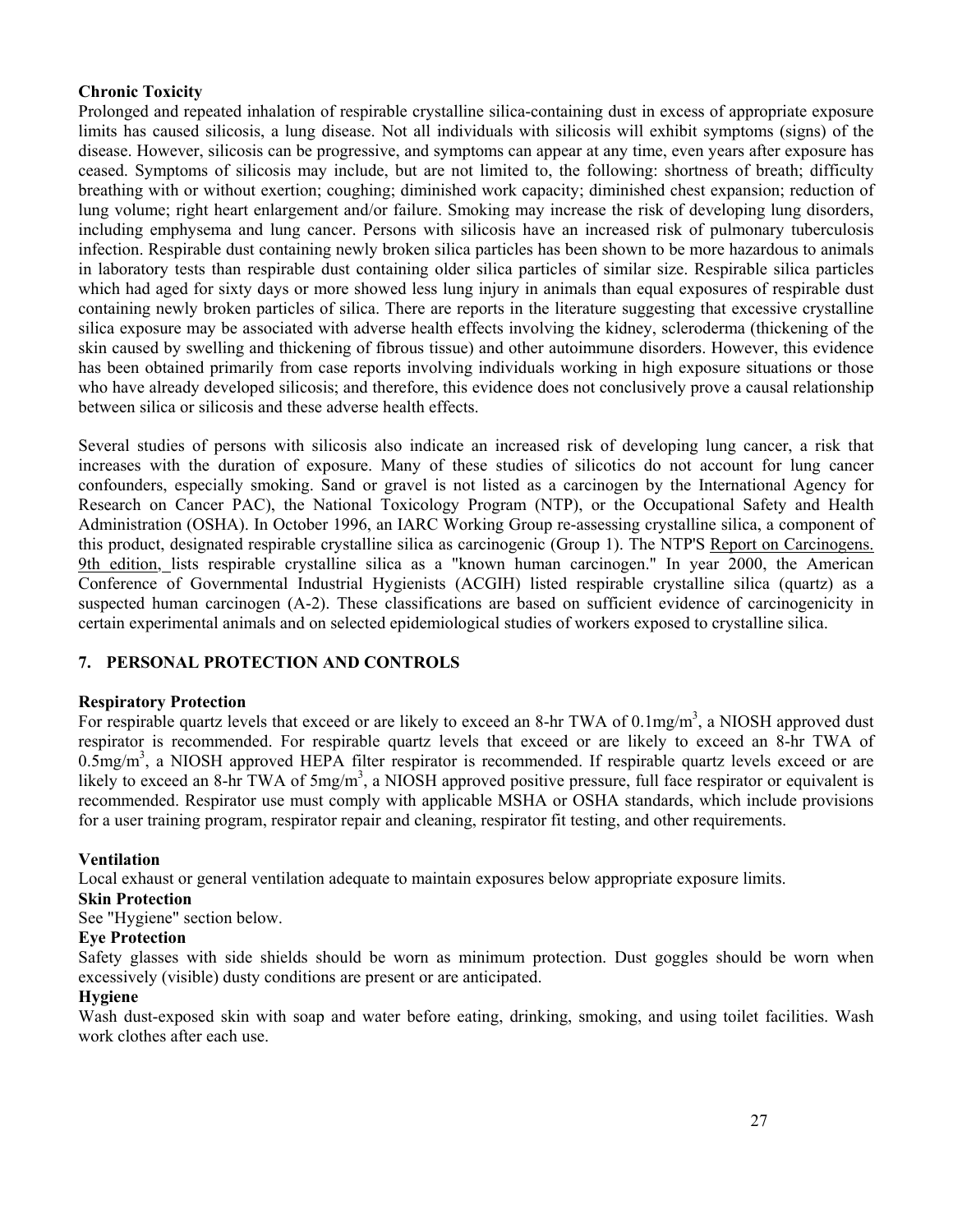**Chronic Toxicity**

Prolonged and repeated inhalation of respirable crystalline silica-containing dust in excess of appropriate exposure limits has caused silicosis, a lung disease. Not all individuals with silicosis will exhibit symptoms (signs) of the disease. However, silicosis can be progressive, and symptoms can appear at any time, even years after exposure has ceased. Symptoms of silicosis may include, but are not limited to, the following: shortness of breath; difficulty breathing with or without exertion; coughing; diminished work capacity; diminished chest expansion; reduction of lung volume; right heart enlargement and/or failure. Smoking may increase the risk of developing lung disorders, including emphysema and lung cancer. Persons with silicosis have an increased risk of pulmonary tuberculosis infection. Respirable dust containing newly broken silica particles has been shown to be more hazardous to animals in laboratory tests than respirable dust containing older silica particles of similar size. Respirable silica particles which had aged for sixty days or more showed less lung injury in animals than equal exposures of respirable dust containing newly broken particles of silica. There are reports in the literature suggesting that excessive crystalline silica exposure may be associated with adverse health effects involving the kidney, scleroderma (thickening of the skin caused by swelling and thickening of fibrous tissue) and other autoimmune disorders. However, this evidence has been obtained primarily from case reports involving individuals working in high exposure situations or those who have already developed silicosis; and therefore, this evidence does not conclusively prove a causal relationship between silica or silicosis and these adverse health effects.

Several studies of persons with silicosis also indicate an increased risk of developing lung cancer, a risk that increases with the duration of exposure. Many of these studies of silicotics do not account for lung cancer confounders, especially smoking. Sand or gravel is not listed as a carcinogen by the International Agency for Research on Cancer PAC), the National Toxicology Program (NTP), or the Occupational Safety and Health Administration (OSHA). In October 1996, an IARC Working Group re-assessing crystalline silica, a component of this product, designated respirable crystalline silica as carcinogenic (Group 1). The NTP'S Report on Carcinogens. 9th edition, lists respirable crystalline silica as a "known human carcinogen." In year 2000, the American Conference of Governmental Industrial Hygienists (ACGIH) listed respirable crystalline silica (quartz) as a suspected human carcinogen (A-2). These classifications are based on sufficient evidence of carcinogenicity in certain experimental animals and on selected epidemiological studies of workers exposed to crystalline silica.

## 7. PERSONAL PROTECTION AND CONTROLS

**Respiratory Protection**

For respirable quartz levels that exceed or are likely to exceed an 8-hr TWA of 0.1mg/m$^3$, a NIOSH approved dust respirator is recommended. For respirable quartz levels that exceed or are likely to exceed an 8-hr TWA of 0.5mg/m$^3$, a NIOSH approved HEPA filter respirator is recommended. If respirable quartz levels exceed or are likely to exceed an 8-hr TWA of 5mg/m$^3$, a NIOSH approved positive pressure, full face respirator or equivalent is recommended. Respirator use must comply with applicable MSHA or OSHA standards, which include provisions for a user training program, respirator repair and cleaning, respirator fit testing, and other requirements.

**Ventilation**

Local exhaust or general ventilation adequate to maintain exposures below appropriate exposure limits.

**Skin Protection**

See "Hygiene" section below.

**Eye Protection**

Safety glasses with side shields should be worn as minimum protection. Dust goggles should be worn when excessively (visible) dusty conditions are present or are anticipated.

**Hygiene**

Wash dust-exposed skin with soap and water before eating, drinking, smoking, and using toilet facilities. Wash work clothes after each use.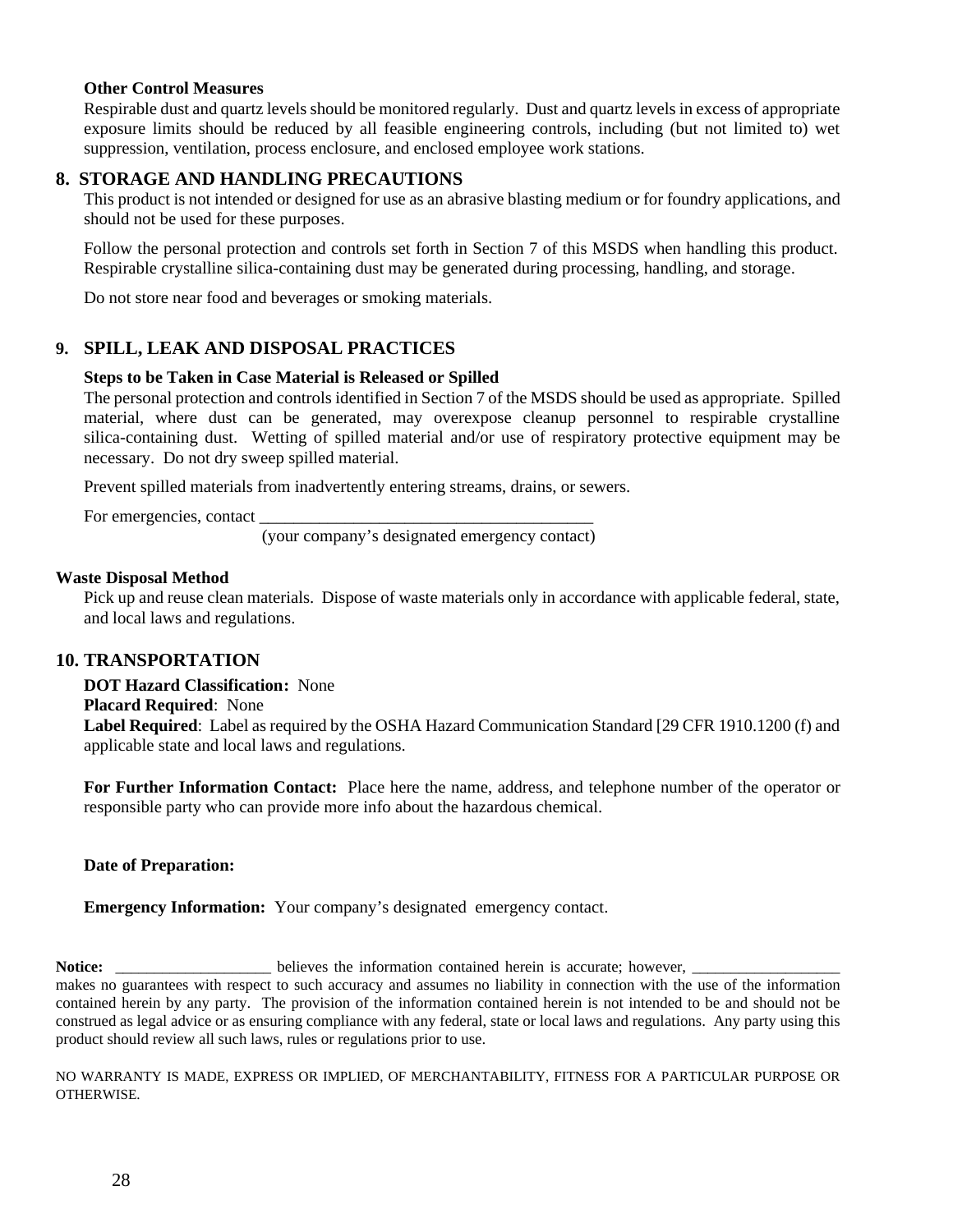**Other Control Measures**

Respirable dust and quartz levels should be monitored regularly. Dust and quartz levels in excess of appropriate exposure limits should be reduced by all feasible engineering controls, including (but not limited to) wet suppression, ventilation, process enclosure, and enclosed employee work stations.

## 8. STORAGE AND HANDLING PRECAUTIONS

This product is not intended or designed for use as an abrasive blasting medium or for foundry applications, and should not be used for these purposes.

Follow the personal protection and controls set forth in Section 7 of this MSDS when handling this product. Respirable crystalline silica-containing dust may be generated during processing, handling, and storage.

Do not store near food and beverages or smoking materials.

## 9. SPILL, LEAK AND DISPOSAL PRACTICES

**Steps to be Taken in Case Material is Released or Spilled**

The personal protection and controls identified in Section 7 of the MSDS should be used as appropriate. Spilled material, where dust can be generated, may overexpose cleanup personnel to respirable crystalline silica-containing dust. Wetting of spilled material and/or use of respiratory protective equipment may be necessary. Do not dry sweep spilled material.

Prevent spilled materials from inadvertently entering streams, drains, or sewers.

For emergencies, contact ________________________________________
(your company's designated emergency contact)

**Waste Disposal Method**

Pick up and reuse clean materials. Dispose of waste materials only in accordance with applicable federal, state, and local laws and regulations.

## 10. TRANSPORTATION

**DOT Hazard Classification:** None
**Placard Required**: None
**Label Required**: Label as required by the OSHA Hazard Communication Standard [29 CFR 1910.1200 (f) and applicable state and local laws and regulations.

**For Further Information Contact:** Place here the name, address, and telephone number of the operator or responsible party who can provide more info about the hazardous chemical.

**Date of Preparation:**

**Emergency Information:** Your company's designated emergency contact.

**Notice:** ___________________ believes the information contained herein is accurate; however, ___________________ makes no guarantees with respect to such accuracy and assumes no liability in connection with the use of the information contained herein by any party. The provision of the information contained herein is not intended to be and should not be construed as legal advice or as ensuring compliance with any federal, state or local laws and regulations. Any party using this product should review all such laws, rules or regulations prior to use.

NO WARRANTY IS MADE, EXPRESS OR IMPLIED, OF MERCHANTABILITY, FITNESS FOR A PARTICULAR PURPOSE OR OTHERWISE.